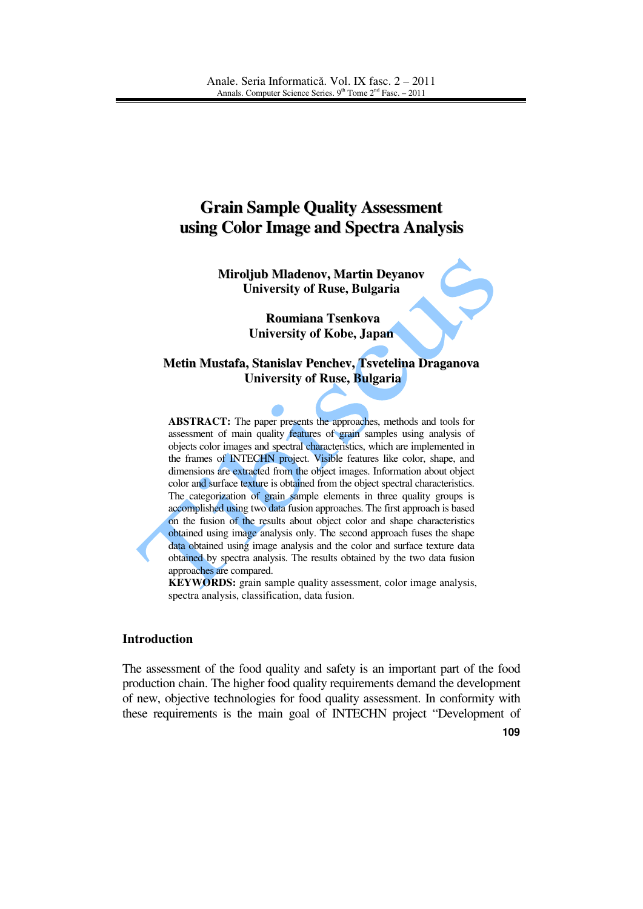# Grain Sample Quality Assessment using Color Image and Spectra Analysis

**Miroljub Mladenov, Martin Deyanov**
**University of Ruse, Bulgaria**

**Roumiana Tsenkova**
**University of Kobe, Japan**

**Metin Mustafa, Stanislav Penchev, Tsvetelina Draganova**
**University of Ruse, Bulgaria**

**ABSTRACT:** The paper presents the approaches, methods and tools for assessment of main quality features of grain samples using analysis of objects color images and spectral characteristics, which are implemented in the frames of INTECHN project. Visible features like color, shape, and dimensions are extracted from the object images. Information about object color and surface texture is obtained from the object spectral characteristics. The categorization of grain sample elements in three quality groups is accomplished using two data fusion approaches. The first approach is based on the fusion of the results about object color and shape characteristics obtained using image analysis only. The second approach fuses the shape data obtained using image analysis and the color and surface texture data obtained by spectra analysis. The results obtained by the two data fusion approaches are compared.

**KEYWORDS:** grain sample quality assessment, color image analysis, spectra analysis, classification, data fusion.

## Introduction

The assessment of the food quality and safety is an important part of the food production chain. The higher food quality requirements demand the development of new, objective technologies for food quality assessment. In conformity with these requirements is the main goal of INTECHN project "Development of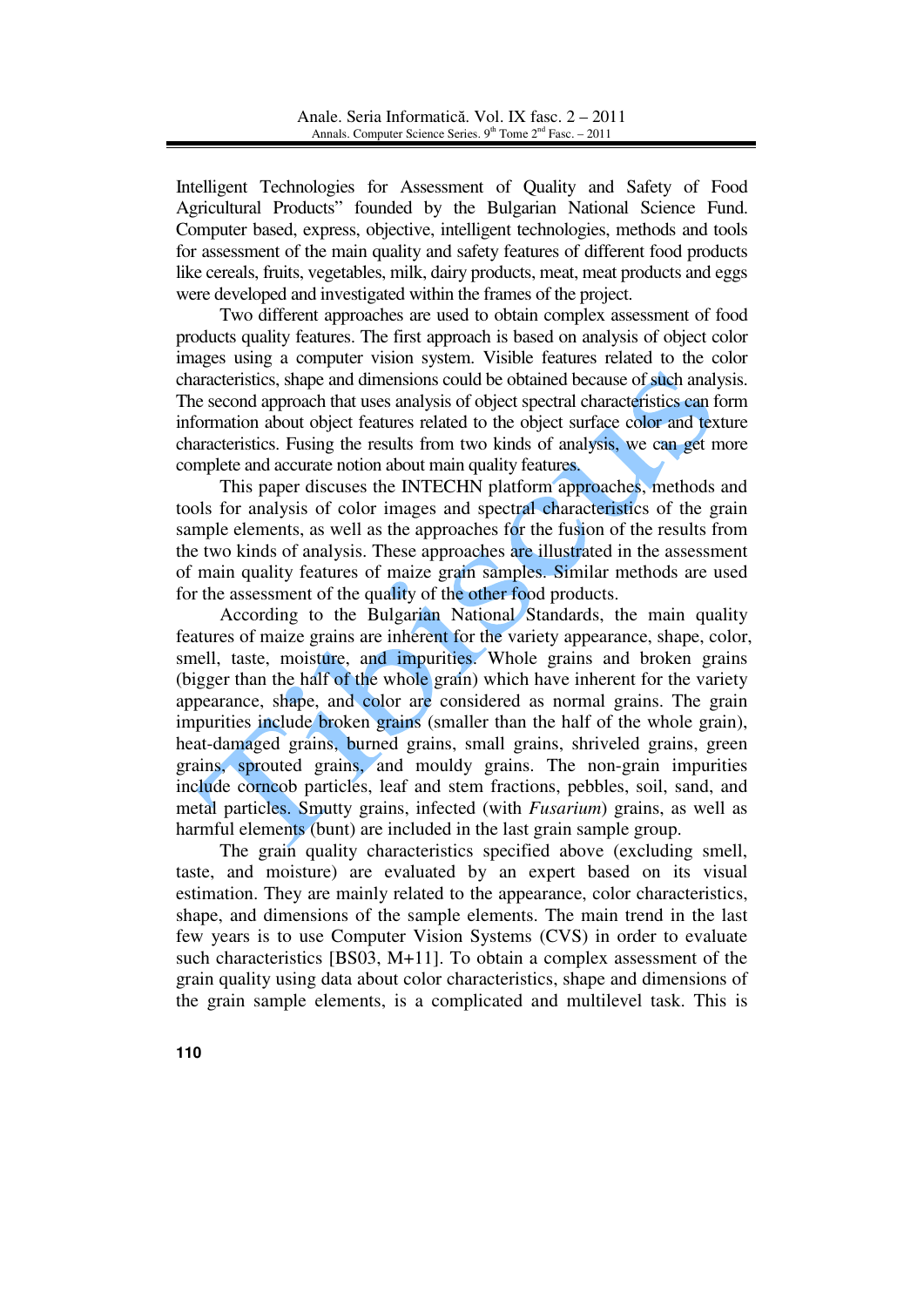Intelligent Technologies for Assessment of Quality and Safety of Food Agricultural Products" founded by the Bulgarian National Science Fund. Computer based, express, objective, intelligent technologies, methods and tools for assessment of the main quality and safety features of different food products like cereals, fruits, vegetables, milk, dairy products, meat, meat products and eggs were developed and investigated within the frames of the project.

Two different approaches are used to obtain complex assessment of food products quality features. The first approach is based on analysis of object color images using a computer vision system. Visible features related to the color characteristics, shape and dimensions could be obtained because of such analysis. The second approach that uses analysis of object spectral characteristics can form information about object features related to the object surface color and texture characteristics. Fusing the results from two kinds of analysis, we can get more complete and accurate notion about main quality features.

This paper discuses the INTECHN platform approaches, methods and tools for analysis of color images and spectral characteristics of the grain sample elements, as well as the approaches for the fusion of the results from the two kinds of analysis. These approaches are illustrated in the assessment of main quality features of maize grain samples. Similar methods are used for the assessment of the quality of the other food products.

According to the Bulgarian National Standards, the main quality features of maize grains are inherent for the variety appearance, shape, color, smell, taste, moisture, and impurities. Whole grains and broken grains (bigger than the half of the whole grain) which have inherent for the variety appearance, shape, and color are considered as normal grains. The grain impurities include broken grains (smaller than the half of the whole grain), heat-damaged grains, burned grains, small grains, shriveled grains, green grains, sprouted grains, and mouldy grains. The non-grain impurities include corncob particles, leaf and stem fractions, pebbles, soil, sand, and metal particles. Smutty grains, infected (with *Fusarium*) grains, as well as harmful elements (bunt) are included in the last grain sample group.

The grain quality characteristics specified above (excluding smell, taste, and moisture) are evaluated by an expert based on its visual estimation. They are mainly related to the appearance, color characteristics, shape, and dimensions of the sample elements. The main trend in the last few years is to use Computer Vision Systems (CVS) in order to evaluate such characteristics [BS03, M+11]. To obtain a complex assessment of the grain quality using data about color characteristics, shape and dimensions of the grain sample elements, is a complicated and multilevel task. This is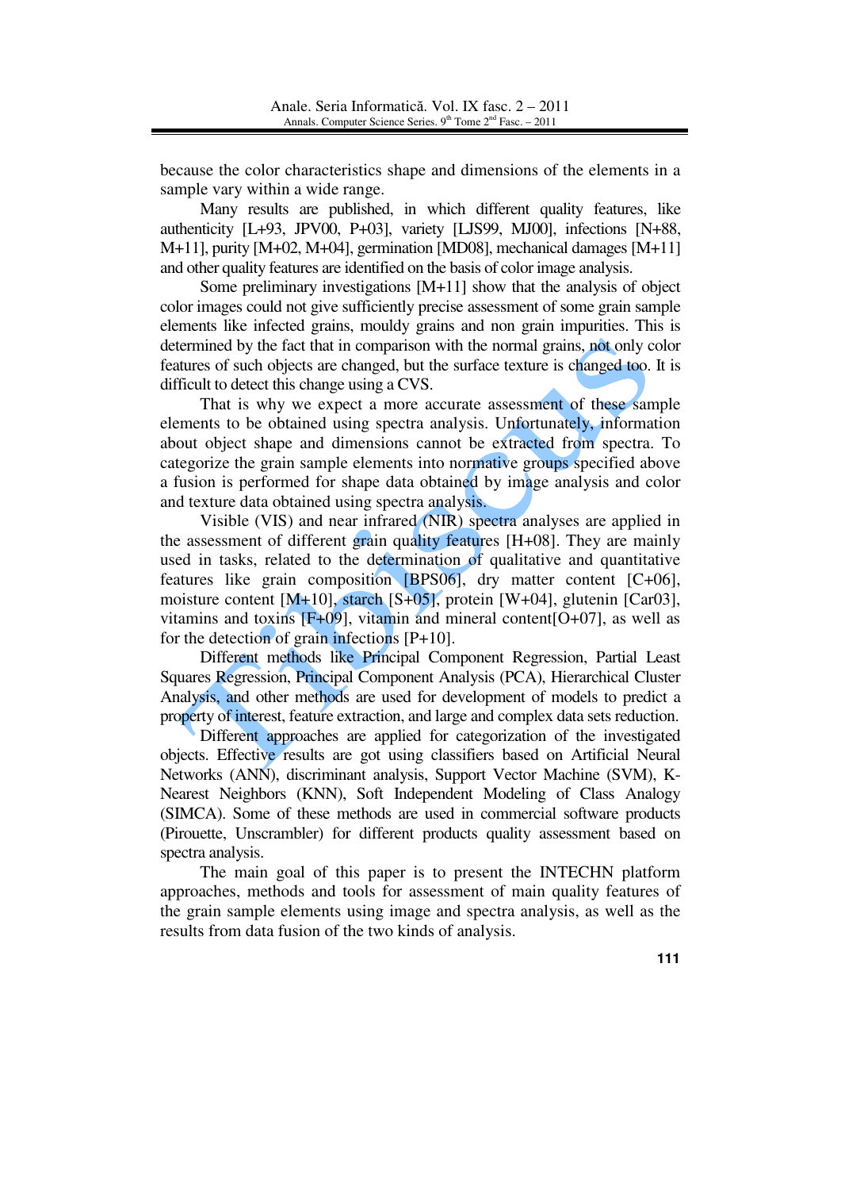because the color characteristics shape and dimensions of the elements in a sample vary within a wide range.

Many results are published, in which different quality features, like authenticity [L+93, JPV00, P+03], variety [LJS99, MJ00], infections [N+88, M+11], purity [M+02, M+04], germination [MD08], mechanical damages [M+11] and other quality features are identified on the basis of color image analysis.

Some preliminary investigations [M+11] show that the analysis of object color images could not give sufficiently precise assessment of some grain sample elements like infected grains, mouldy grains and non grain impurities. This is determined by the fact that in comparison with the normal grains, not only color features of such objects are changed, but the surface texture is changed too. It is difficult to detect this change using a CVS.

That is why we expect a more accurate assessment of these sample elements to be obtained using spectra analysis. Unfortunately, information about object shape and dimensions cannot be extracted from spectra. To categorize the grain sample elements into normative groups specified above a fusion is performed for shape data obtained by image analysis and color and texture data obtained using spectra analysis.

Visible (VIS) and near infrared (NIR) spectra analyses are applied in the assessment of different grain quality features [H+08]. They are mainly used in tasks, related to the determination of qualitative and quantitative features like grain composition [BPS06], dry matter content [C+06], moisture content [M+10], starch [S+05], protein [W+04], glutenin [Car03], vitamins and toxins [F+09], vitamin and mineral content[O+07], as well as for the detection of grain infections [P+10].

Different methods like Principal Component Regression, Partial Least Squares Regression, Principal Component Analysis (PCA), Hierarchical Cluster Analysis, and other methods are used for development of models to predict a property of interest, feature extraction, and large and complex data sets reduction.

Different approaches are applied for categorization of the investigated objects. Effective results are got using classifiers based on Artificial Neural Networks (ANN), discriminant analysis, Support Vector Machine (SVM), K-Nearest Neighbors (KNN), Soft Independent Modeling of Class Analogy (SIMCA). Some of these methods are used in commercial software products (Pirouette, Unscrambler) for different products quality assessment based on spectra analysis.

The main goal of this paper is to present the INTECHN platform approaches, methods and tools for assessment of main quality features of the grain sample elements using image and spectra analysis, as well as the results from data fusion of the two kinds of analysis.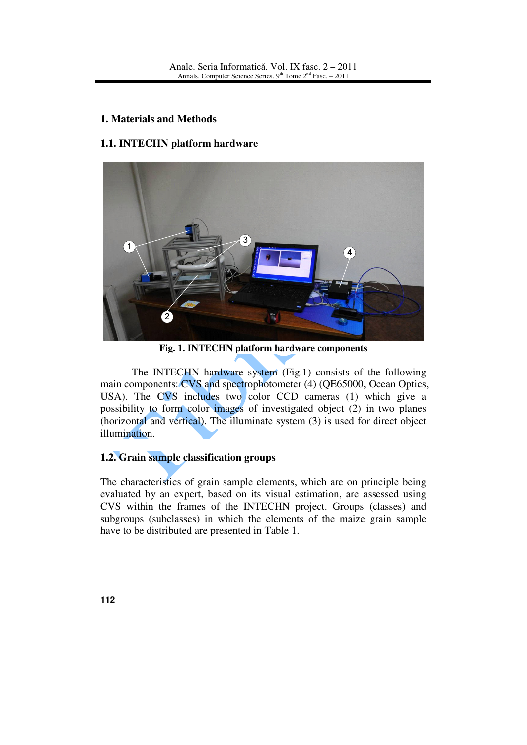## 1. Materials and Methods

### 1.1. INTECHN platform hardware

**Fig. 1. INTECHN platform hardware components**

The INTECHN hardware system (Fig.1) consists of the following main components: CVS and spectrophotometer (4) (QE65000, Ocean Optics, USA). The CVS includes two color CCD cameras (1) which give a possibility to form color images of investigated object (2) in two planes (horizontal and vertical). The illuminate system (3) is used for direct object illumination.

### 1.2. Grain sample classification groups

The characteristics of grain sample elements, which are on principle being evaluated by an expert, based on its visual estimation, are assessed using CVS within the frames of the INTECHN project. Groups (classes) and subgroups (subclasses) in which the elements of the maize grain sample have to be distributed are presented in Table 1.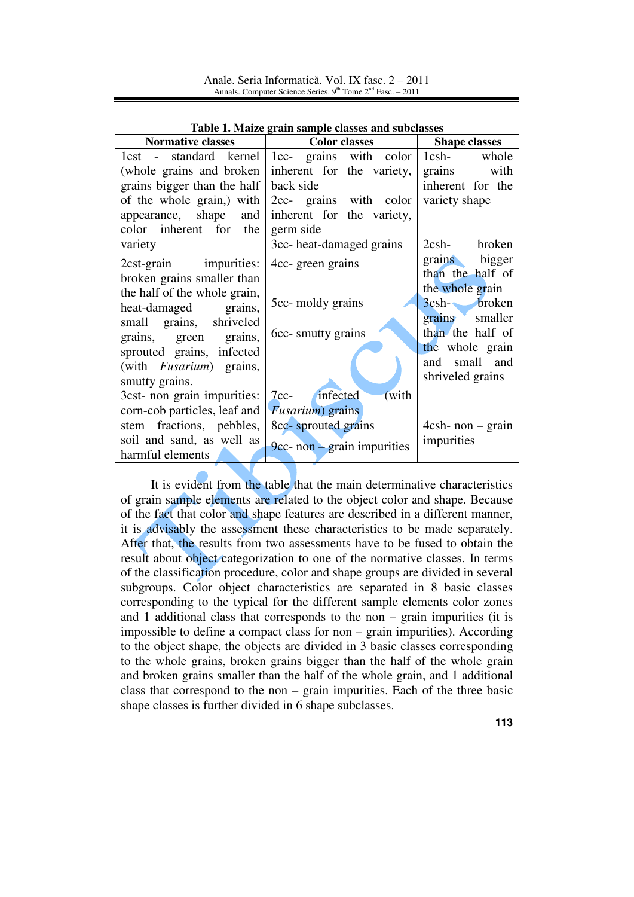**Table 1. Maize grain sample classes and subclasses**

| Normative classes | Color classes | Shape classes |
|---|---|---|
| 1cst - standard kernel (whole grains and broken grains bigger than the half of the whole grain,) with appearance, shape and color inherent for the variety | 1cc- grains with color inherent for the variety, back side<br>2cc- grains with color inherent for the variety, germ side<br>3cc- heat-damaged grains | 1csh- whole grains with inherent for the variety shape |
| 2cst-grain impurities: broken grains smaller than the half of the whole grain, heat-damaged grains, small grains, shriveled grains, green grains, sprouted grains, infected (with *Fusarium*) grains, smutty grains. | 4cc- green grains<br>5cc- moldy grains<br>6cc- smutty grains | 2csh- broken grains bigger than the half of the whole grain<br>3csh- broken grains smaller than the half of the whole grain and small and shriveled grains |
| 3cst- non grain impurities: corn-cob particles, leaf and stem fractions, pebbles, soil and sand, as well as harmful elements | 7cc- infected (with *Fusarium*) grains<br>8cc- sprouted grains<br>9cc- non – grain impurities | 4csh- non – grain impurities |

It is evident from the table that the main determinative characteristics of grain sample elements are related to the object color and shape. Because of the fact that color and shape features are described in a different manner, it is advisably the assessment these characteristics to be made separately. After that, the results from two assessments have to be fused to obtain the result about object categorization to one of the normative classes. In terms of the classification procedure, color and shape groups are divided in several subgroups. Color object characteristics are separated in 8 basic classes corresponding to the typical for the different sample elements color zones and 1 additional class that corresponds to the non – grain impurities (it is impossible to define a compact class for non – grain impurities). According to the object shape, the objects are divided in 3 basic classes corresponding to the whole grains, broken grains bigger than the half of the whole grain and broken grains smaller than the half of the whole grain, and 1 additional class that correspond to the non – grain impurities. Each of the three basic shape classes is further divided in 6 shape subclasses.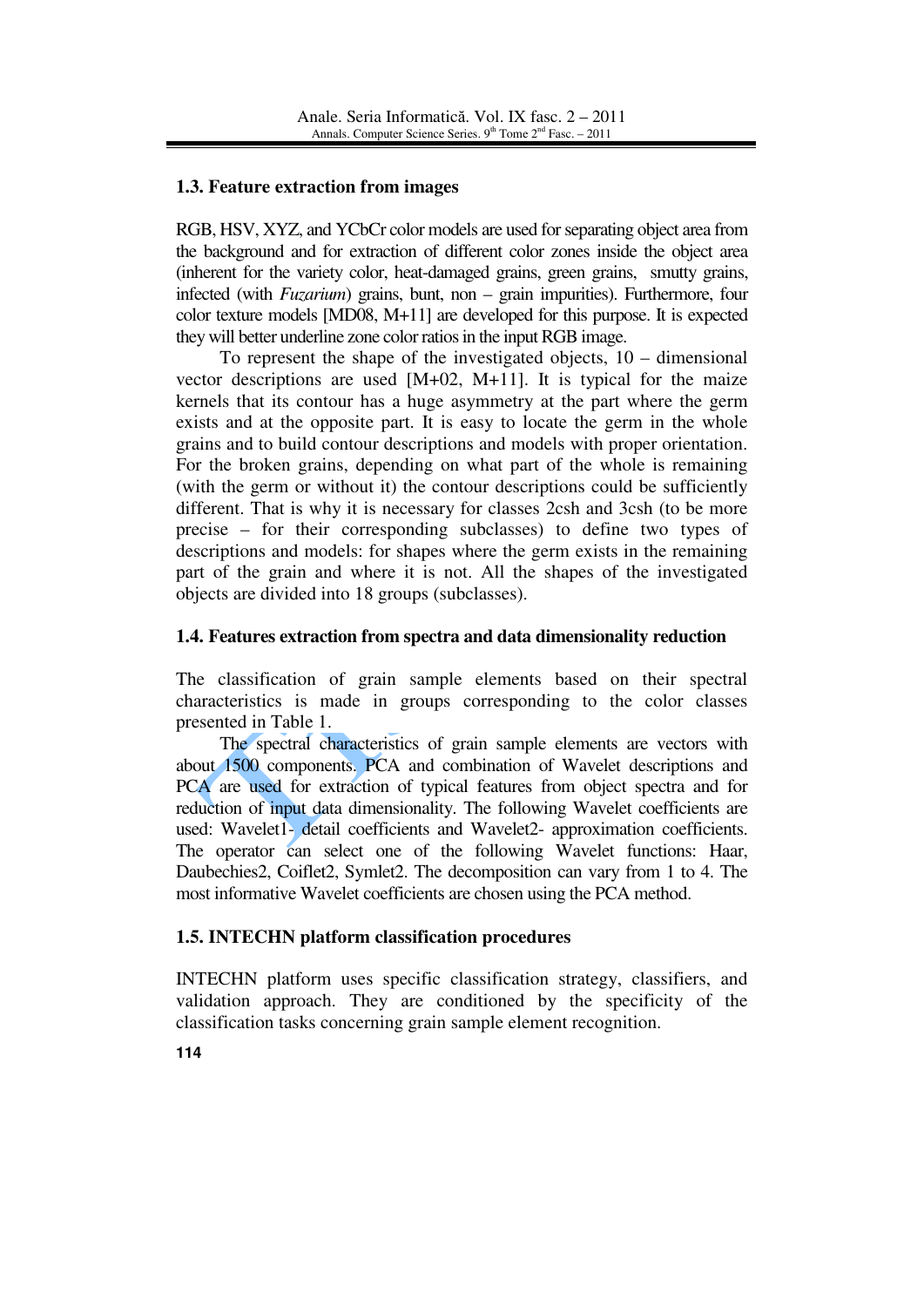### 1.3. Feature extraction from images

RGB, HSV, XYZ, and YCbCr color models are used for separating object area from the background and for extraction of different color zones inside the object area (inherent for the variety color, heat-damaged grains, green grains, smutty grains, infected (with *Fuzarium*) grains, bunt, non – grain impurities). Furthermore, four color texture models [MD08, M+11] are developed for this purpose. It is expected they will better underline zone color ratios in the input RGB image.

To represent the shape of the investigated objects, 10 – dimensional vector descriptions are used [M+02, M+11]. It is typical for the maize kernels that its contour has a huge asymmetry at the part where the germ exists and at the opposite part. It is easy to locate the germ in the whole grains and to build contour descriptions and models with proper orientation. For the broken grains, depending on what part of the whole is remaining (with the germ or without it) the contour descriptions could be sufficiently different. That is why it is necessary for classes 2csh and 3csh (to be more precise – for their corresponding subclasses) to define two types of descriptions and models: for shapes where the germ exists in the remaining part of the grain and where it is not. All the shapes of the investigated objects are divided into 18 groups (subclasses).

### 1.4. Features extraction from spectra and data dimensionality reduction

The classification of grain sample elements based on their spectral characteristics is made in groups corresponding to the color classes presented in Table 1.

The spectral characteristics of grain sample elements are vectors with about 1500 components. PCA and combination of Wavelet descriptions and PCA are used for extraction of typical features from object spectra and for reduction of input data dimensionality. The following Wavelet coefficients are used: Wavelet1- detail coefficients and Wavelet2- approximation coefficients. The operator can select one of the following Wavelet functions: Haar, Daubechies2, Coiflet2, Symlet2. The decomposition can vary from 1 to 4. The most informative Wavelet coefficients are chosen using the PCA method.

### 1.5. INTECHN platform classification procedures

INTECHN platform uses specific classification strategy, classifiers, and validation approach. They are conditioned by the specificity of the classification tasks concerning grain sample element recognition.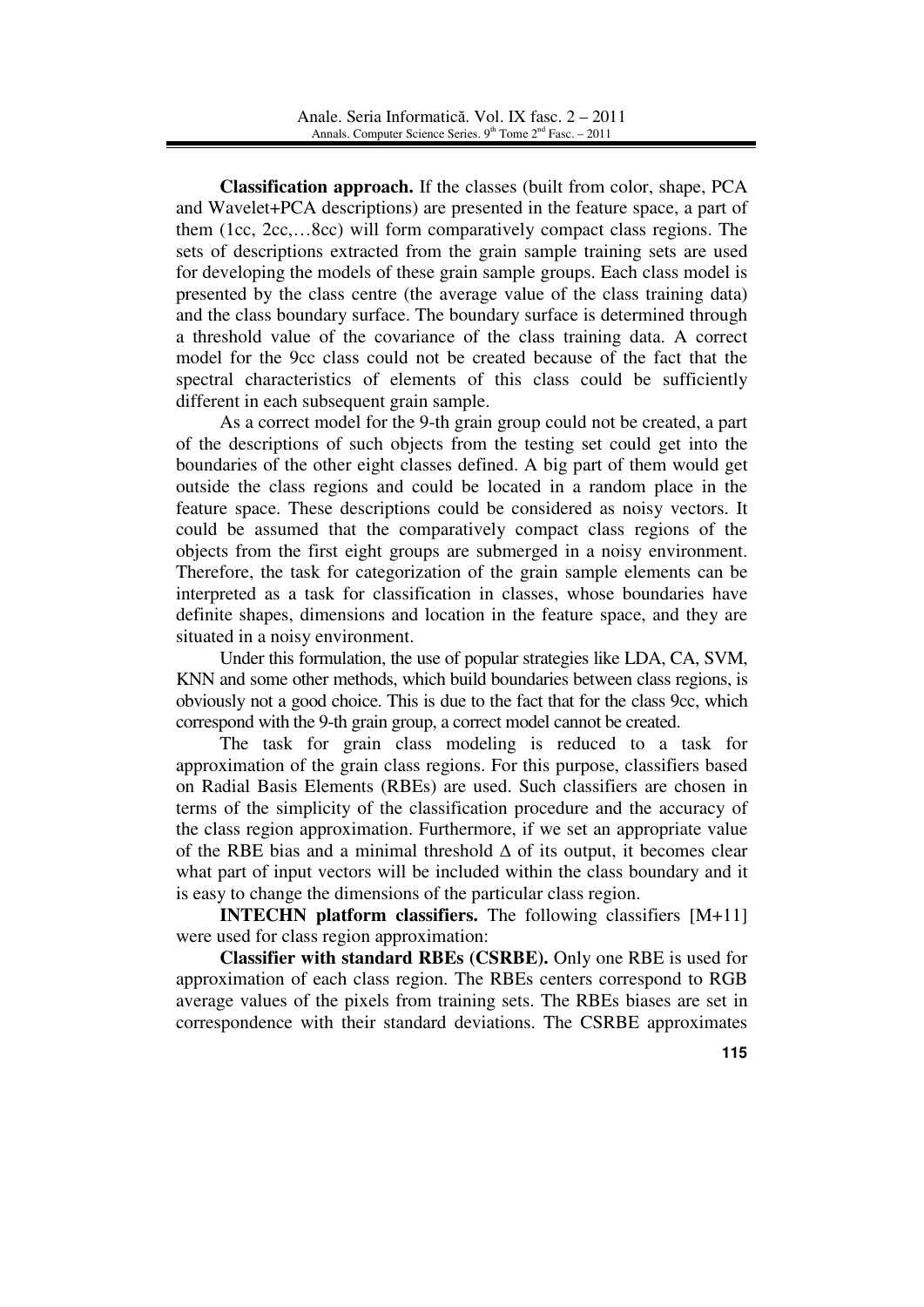**Classification approach.** If the classes (built from color, shape, PCA and Wavelet+PCA descriptions) are presented in the feature space, a part of them (1cc, 2cc,…8cc) will form comparatively compact class regions. The sets of descriptions extracted from the grain sample training sets are used for developing the models of these grain sample groups. Each class model is presented by the class centre (the average value of the class training data) and the class boundary surface. The boundary surface is determined through a threshold value of the covariance of the class training data. A correct model for the 9cc class could not be created because of the fact that the spectral characteristics of elements of this class could be sufficiently different in each subsequent grain sample.

As a correct model for the 9-th grain group could not be created, a part of the descriptions of such objects from the testing set could get into the boundaries of the other eight classes defined. A big part of them would get outside the class regions and could be located in a random place in the feature space. These descriptions could be considered as noisy vectors. It could be assumed that the comparatively compact class regions of the objects from the first eight groups are submerged in a noisy environment. Therefore, the task for categorization of the grain sample elements can be interpreted as a task for classification in classes, whose boundaries have definite shapes, dimensions and location in the feature space, and they are situated in a noisy environment.

Under this formulation, the use of popular strategies like LDA, CA, SVM, KNN and some other methods, which build boundaries between class regions, is obviously not a good choice. This is due to the fact that for the class 9cc, which correspond with the 9-th grain group, a correct model cannot be created.

The task for grain class modeling is reduced to a task for approximation of the grain class regions. For this purpose, classifiers based on Radial Basis Elements (RBEs) are used. Such classifiers are chosen in terms of the simplicity of the classification procedure and the accuracy of the class region approximation. Furthermore, if we set an appropriate value of the RBE bias and a minimal threshold $\Delta$ of its output, it becomes clear what part of input vectors will be included within the class boundary and it is easy to change the dimensions of the particular class region.

**INTECHN platform classifiers.** The following classifiers [M+11] were used for class region approximation:

**Classifier with standard RBEs (CSRBE).** Only one RBE is used for approximation of each class region. The RBEs centers correspond to RGB average values of the pixels from training sets. The RBEs biases are set in correspondence with their standard deviations. The CSRBE approximates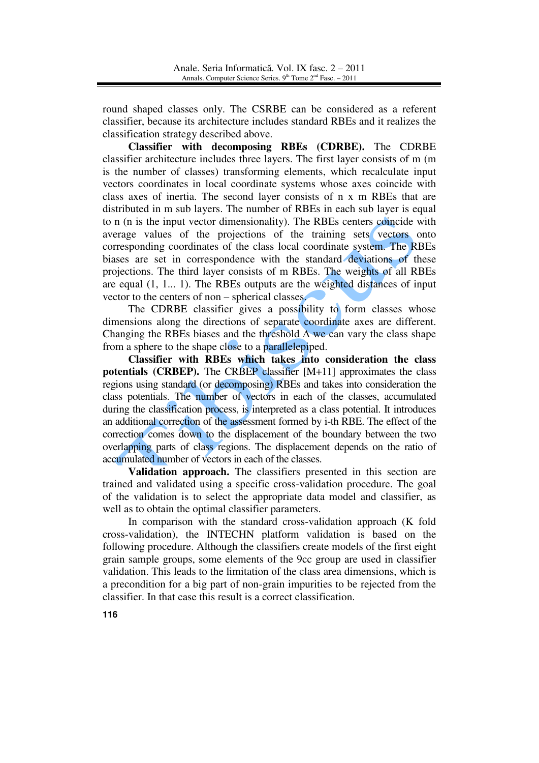round shaped classes only. The CSRBE can be considered as a referent classifier, because its architecture includes standard RBEs and it realizes the classification strategy described above.

**Classifier with decomposing RBEs (CDRBE).** The CDRBE classifier architecture includes three layers. The first layer consists of m (m is the number of classes) transforming elements, which recalculate input vectors coordinates in local coordinate systems whose axes coincide with class axes of inertia. The second layer consists of n x m RBEs that are distributed in m sub layers. The number of RBEs in each sub layer is equal to n (n is the input vector dimensionality). The RBEs centers coincide with average values of the projections of the training sets vectors onto corresponding coordinates of the class local coordinate system. The RBEs biases are set in correspondence with the standard deviations of these projections. The third layer consists of m RBEs. The weights of all RBEs are equal (1, 1... 1). The RBEs outputs are the weighted distances of input vector to the centers of non – spherical classes.

The CDRBE classifier gives a possibility to form classes whose dimensions along the directions of separate coordinate axes are different. Changing the RBEs biases and the threshold $\Delta$ we can vary the class shape from a sphere to the shape close to a parallelepiped.

**Classifier with RBEs which takes into consideration the class potentials (CRBEP).** The CRBEP classifier [M+11] approximates the class regions using standard (or decomposing) RBEs and takes into consideration the class potentials. The number of vectors in each of the classes, accumulated during the classification process, is interpreted as a class potential. It introduces an additional correction of the assessment formed by i-th RBE. The effect of the correction comes down to the displacement of the boundary between the two overlapping parts of class regions. The displacement depends on the ratio of accumulated number of vectors in each of the classes.

**Validation approach.** The classifiers presented in this section are trained and validated using a specific cross-validation procedure. The goal of the validation is to select the appropriate data model and classifier, as well as to obtain the optimal classifier parameters.

In comparison with the standard cross-validation approach (K fold cross-validation), the INTECHN platform validation is based on the following procedure. Although the classifiers create models of the first eight grain sample groups, some elements of the 9cc group are used in classifier validation. This leads to the limitation of the class area dimensions, which is a precondition for a big part of non-grain impurities to be rejected from the classifier. In that case this result is a correct classification.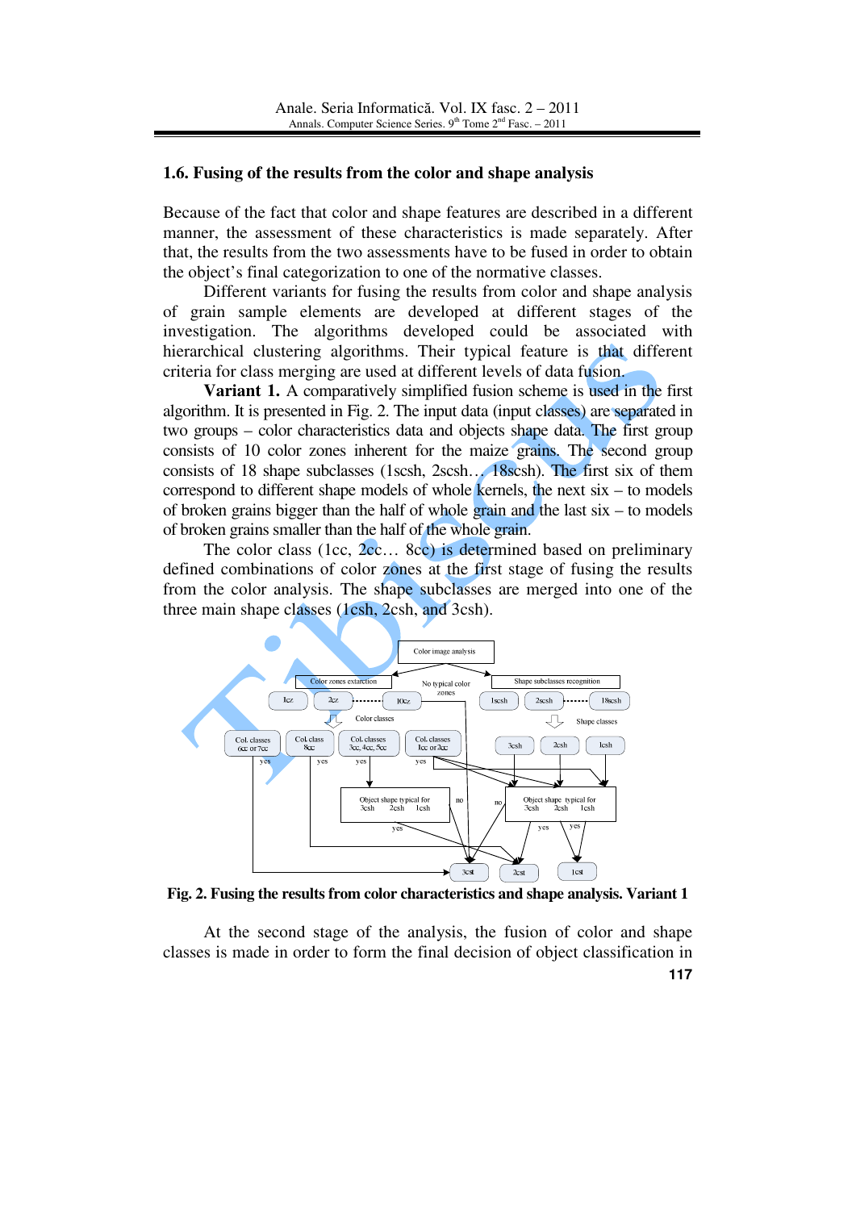## 1.6. Fusing of the results from the color and shape analysis

Because of the fact that color and shape features are described in a different manner, the assessment of these characteristics is made separately. After that, the results from the two assessments have to be fused in order to obtain the object's final categorization to one of the normative classes.

Different variants for fusing the results from color and shape analysis of grain sample elements are developed at different stages of the investigation. The algorithms developed could be associated with hierarchical clustering algorithms. Their typical feature is that different criteria for class merging are used at different levels of data fusion.

**Variant 1.** A comparatively simplified fusion scheme is used in the first algorithm. It is presented in Fig. 2. The input data (input classes) are separated in two groups – color characteristics data and objects shape data. The first group consists of 10 color zones inherent for the maize grains. The second group consists of 18 shape subclasses (1scsh, 2scsh… 18scsh). The first six of them correspond to different shape models of whole kernels, the next six – to models of broken grains bigger than the half of whole grain and the last six – to models of broken grains smaller than the half of the whole grain.

The color class (1cc, 2cc… 8cc) is determined based on preliminary defined combinations of color zones at the first stage of fusing the results from the color analysis. The shape subclasses are merged into one of the three main shape classes (1csh, 2csh, and 3csh).

**Fig. 2. Fusing the results from color characteristics and shape analysis. Variant 1**

At the second stage of the analysis, the fusion of color and shape classes is made in order to form the final decision of object classification in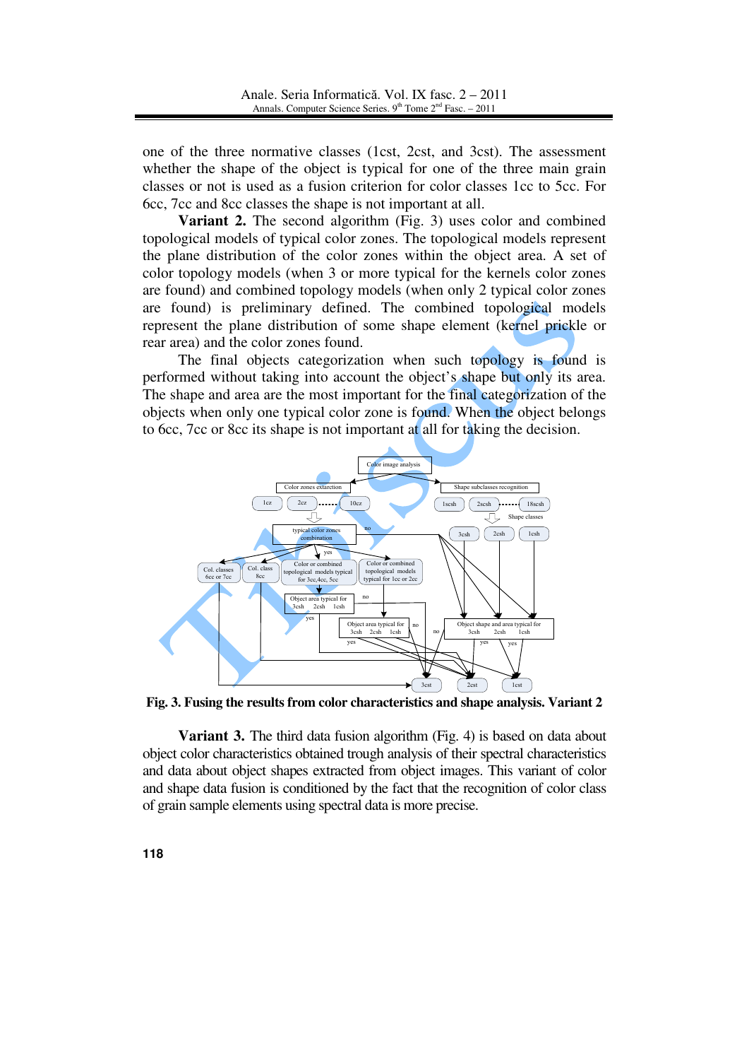one of the three normative classes (1cst, 2cst, and 3cst). The assessment whether the shape of the object is typical for one of the three main grain classes or not is used as a fusion criterion for color classes 1cc to 5cc. For 6cc, 7cc and 8cc classes the shape is not important at all.

**Variant 2.** The second algorithm (Fig. 3) uses color and combined topological models of typical color zones. The topological models represent the plane distribution of the color zones within the object area. A set of color topology models (when 3 or more typical for the kernels color zones are found) and combined topology models (when only 2 typical color zones are found) is preliminary defined. The combined topological models represent the plane distribution of some shape element (kernel prickle or rear area) and the color zones found.

The final objects categorization when such topology is found is performed without taking into account the object's shape but only its area. The shape and area are the most important for the final categorization of the objects when only one typical color zone is found. When the object belongs to 6cc, 7cc or 8cc its shape is not important at all for taking the decision.

**Fig. 3. Fusing the results from color characteristics and shape analysis. Variant 2**

**Variant 3.** The third data fusion algorithm (Fig. 4) is based on data about object color characteristics obtained trough analysis of their spectral characteristics and data about object shapes extracted from object images. This variant of color and shape data fusion is conditioned by the fact that the recognition of color class of grain sample elements using spectral data is more precise.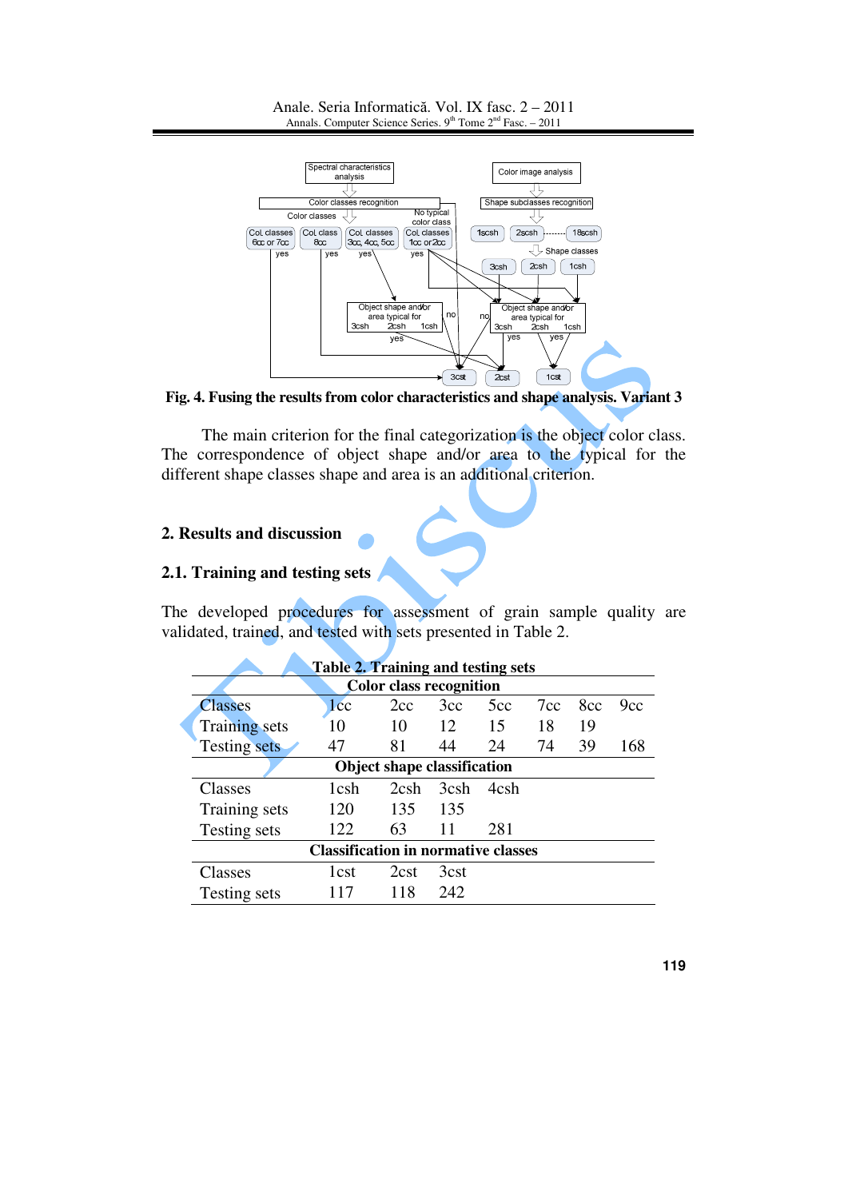Fig. 4. Fusing the results from color characteristics and shape analysis. Variant 3

The main criterion for the final categorization is the object color class. The correspondence of object shape and/or area to the typical for the different shape classes shape and area is an additional criterion.

## 2. Results and discussion

### 2.1. Training and testing sets

The developed procedures for assessment of grain sample quality are validated, trained, and tested with sets presented in Table 2.

**Table 2. Training and testing sets**

| **Color class recognition** | | | | | | | |
|---|---|---|---|---|---|---|---|
| Classes | 1cc | 2cc | 3cc | 5cc | 7cc | 8cc | 9cc |
| Training sets | 10 | 10 | 12 | 15 | 18 | 19 | |
| Testing sets | 47 | 81 | 44 | 24 | 74 | 39 | 168 |
| **Object shape classification** | | | | | | | |
| Classes | 1csh | 2csh | 3csh | 4csh | | | |
| Training sets | 120 | 135 | 135 | | | | |
| Testing sets | 122 | 63 | 11 | 281 | | | |
| **Classification in normative classes** | | | | | | | |
| Classes | 1cst | 2cst | 3cst | | | | |
| Testing sets | 117 | 118 | 242 | | | | |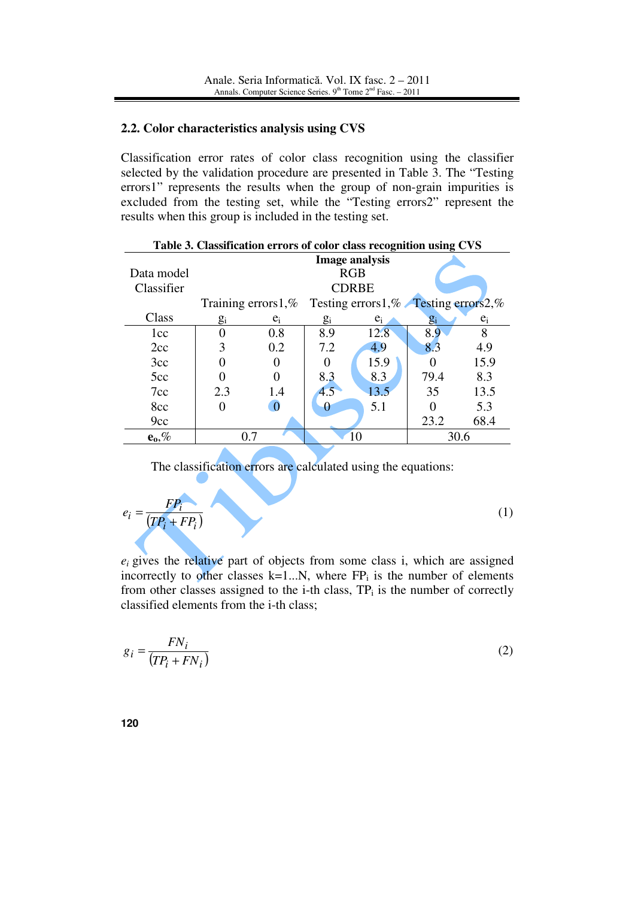## 2.2. Color characteristics analysis using CVS

Classification error rates of color class recognition using the classifier selected by the validation procedure are presented in Table 3. The "Testing errors1" represents the results when the group of non-grain impurities is excluded from the testing set, while the "Testing errors2" represent the results when this group is included in the testing set.

**Table 3. Classification errors of color class recognition using CVS**

| | Image analysis | | | | | |
|---|---|---|---|---|---|---|
| Data model | RGB | | | | | |
| Classifier | CDRBE | | | | | |
| | Training errors1,% | | Testing errors1,% | | Testing errors2,% | |
| Class | $g_i$ | $e_i$ | $g_i$ | $e_i$ | $g_i$ | $e_i$ |
| 1cc | 0 | 0.8 | 8.9 | 12.8 | 8.9 | 8 |
| 2cc | 3 | 0.2 | 7.2 | 4.9 | 8.3 | 4.9 |
| 3cc | 0 | 0 | 0 | 15.9 | 0 | 15.9 |
| 5cc | 0 | 0 | 8.3 | 8.3 | 79.4 | 8.3 |
| 7cc | 2.3 | 1.4 | 4.5 | 13.5 | 35 | 13.5 |
| 8cc | 0 | 0 | 0 | 5.1 | 0 | 5.3 |
| 9cc | | | | | 23.2 | 68.4 |
| **$e_o$,%** | 0.7 | | 10 | | 30.6 | |

The classification errors are calculated using the equations:

$$e_i = \frac{FP_i}{(TP_i + FP_i)} \quad (1)$$

$e_i$ gives the relative part of objects from some class i, which are assigned incorrectly to other classes k=1...N, where $FP_i$ is the number of elements from other classes assigned to the i-th class, $TP_i$ is the number of correctly classified elements from the i-th class;

$$g_i = \frac{FN_i}{(TP_i + FN_i)} \quad (2)$$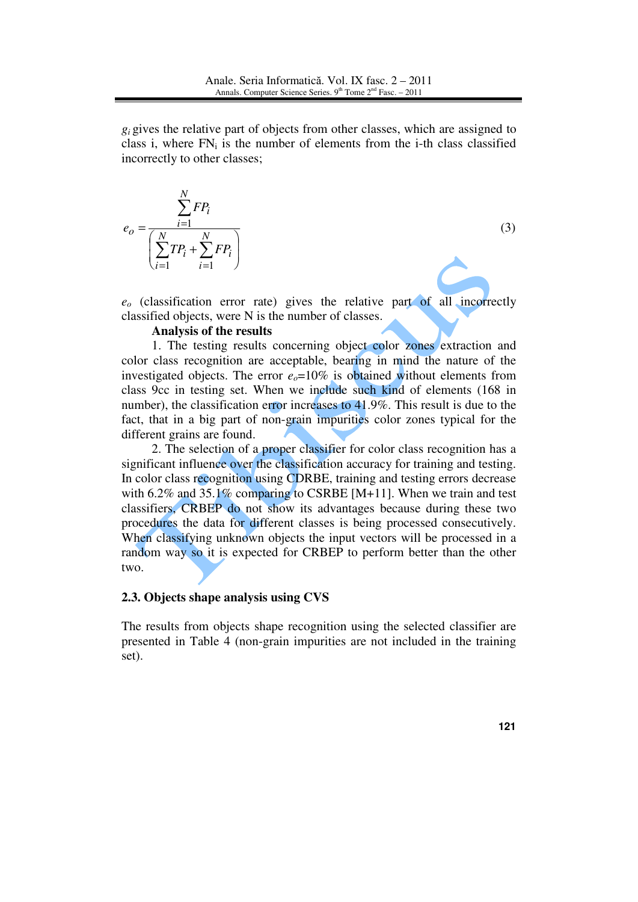$g_i$ gives the relative part of objects from other classes, which are assigned to class i, where $FN_i$ is the number of elements from the i-th class classified incorrectly to other classes;

$$e_o = \frac{\sum_{i=1}^{N} FP_i}{\left(\sum_{i=1}^{N} TP_i + \sum_{i=1}^{N} FP_i\right)} \tag{3}$$

$e_o$ (classification error rate) gives the relative part of all incorrectly classified objects, were N is the number of classes.

**Analysis of the results**

1. The testing results concerning object color zones extraction and color class recognition are acceptable, bearing in mind the nature of the investigated objects. The error $e_o$=10% is obtained without elements from class 9cc in testing set. When we include such kind of elements (168 in number), the classification error increases to 41.9%. This result is due to the fact, that in a big part of non-grain impurities color zones typical for the different grains are found.

2. The selection of a proper classifier for color class recognition has a significant influence over the classification accuracy for training and testing. In color class recognition using CDRBE, training and testing errors decrease with 6.2% and 35.1% comparing to CSRBE [M+11]. When we train and test classifiers, CRBEP do not show its advantages because during these two procedures the data for different classes is being processed consecutively. When classifying unknown objects the input vectors will be processed in a random way so it is expected for CRBEP to perform better than the other two.

### 2.3. Objects shape analysis using CVS

The results from objects shape recognition using the selected classifier are presented in Table 4 (non-grain impurities are not included in the training set).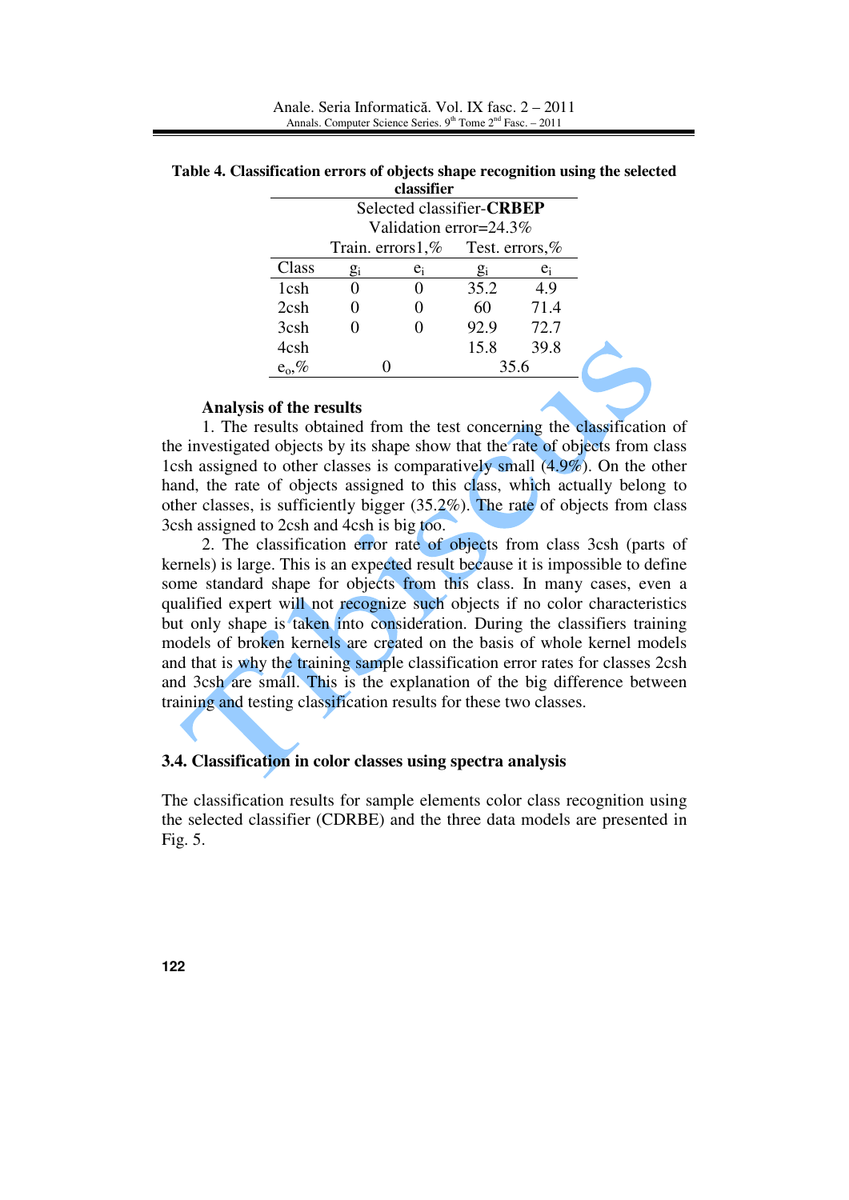**Table 4. Classification errors of objects shape recognition using the selected classifier**

| | Selected classifier-**CRBEP** | | | |
|---|---|---|---|---|
| | Validation error=24.3% | | | |
| | Train. errors1,% | | Test. errors,% | |
| Class | $g_i$ | $e_i$ | $g_i$ | $e_i$ |
| 1csh | 0 | 0 | 35.2 | 4.9 |
| 2csh | 0 | 0 | 60 | 71.4 |
| 3csh | 0 | 0 | 92.9 | 72.7 |
| 4csh | | | 15.8 | 39.8 |
| $e_o$,% | 0 | | 35.6 | |

**Analysis of the results**

1. The results obtained from the test concerning the classification of the investigated objects by its shape show that the rate of objects from class 1csh assigned to other classes is comparatively small (4.9%). On the other hand, the rate of objects assigned to this class, which actually belong to other classes, is sufficiently bigger (35.2%). The rate of objects from class 3csh assigned to 2csh and 4csh is big too.

2. The classification error rate of objects from class 3csh (parts of kernels) is large. This is an expected result because it is impossible to define some standard shape for objects from this class. In many cases, even a qualified expert will not recognize such objects if no color characteristics but only shape is taken into consideration. During the classifiers training models of broken kernels are created on the basis of whole kernel models and that is why the training sample classification error rates for classes 2csh and 3csh are small. This is the explanation of the big difference between training and testing classification results for these two classes.

### 3.4. Classification in color classes using spectra analysis

The classification results for sample elements color class recognition using the selected classifier (CDRBE) and the three data models are presented in Fig. 5.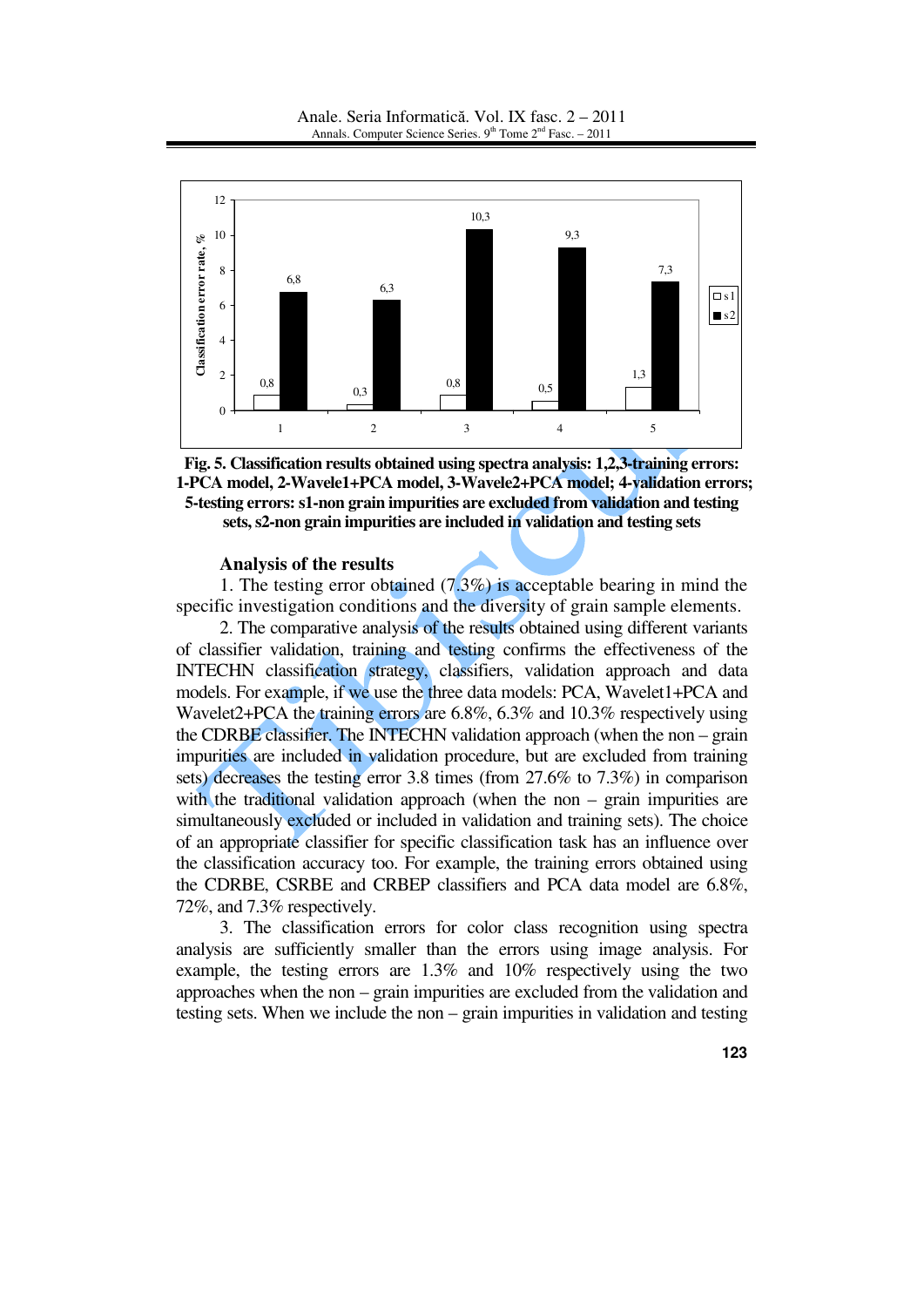Fig. 5. Classification results obtained using spectra analysis: 1,2,3-training errors: 1-PCA model, 2-Wavele1+PCA model, 3-Wavele2+PCA model; 4-validation errors; 5-testing errors: s1-non grain impurities are excluded from validation and testing sets, s2-non grain impurities are included in validation and testing sets

### Analysis of the results

1. The testing error obtained (7.3%) is acceptable bearing in mind the specific investigation conditions and the diversity of grain sample elements.

2. The comparative analysis of the results obtained using different variants of classifier validation, training and testing confirms the effectiveness of the INTECHN classification strategy, classifiers, validation approach and data models. For example, if we use the three data models: PCA, Wavelet1+PCA and Wavelet2+PCA the training errors are 6.8%, 6.3% and 10.3% respectively using the CDRBE classifier. The INTECHN validation approach (when the non – grain impurities are included in validation procedure, but are excluded from training sets) decreases the testing error 3.8 times (from 27.6% to 7.3%) in comparison with the traditional validation approach (when the non – grain impurities are simultaneously excluded or included in validation and training sets). The choice of an appropriate classifier for specific classification task has an influence over the classification accuracy too. For example, the training errors obtained using the CDRBE, CSRBE and CRBEP classifiers and PCA data model are 6.8%, 72%, and 7.3% respectively.

3. The classification errors for color class recognition using spectra analysis are sufficiently smaller than the errors using image analysis. For example, the testing errors are 1.3% and 10% respectively using the two approaches when the non – grain impurities are excluded from the validation and testing sets. When we include the non – grain impurities in validation and testing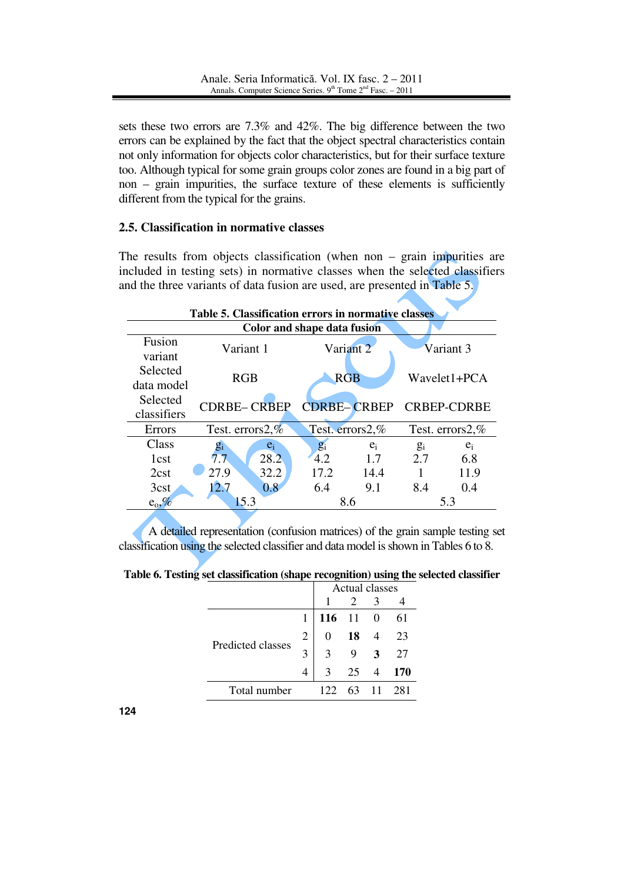sets these two errors are 7.3% and 42%. The big difference between the two errors can be explained by the fact that the object spectral characteristics contain not only information for objects color characteristics, but for their surface texture too. Although typical for some grain groups color zones are found in a big part of non – grain impurities, the surface texture of these elements is sufficiently different from the typical for the grains.

### 2.5. Classification in normative classes

The results from objects classification (when non – grain impurities are included in testing sets) in normative classes when the selected classifiers and the three variants of data fusion are used, are presented in Table 5.

**Table 5. Classification errors in normative classes**

| Color and shape data fusion | | | | | | |
|---|---|---|---|---|---|---|
| Fusion variant | Variant 1 | | Variant 2 | | Variant 3 | |
| Selected data model | RGB | | RGB | | Wavelet1+PCA | |
| Selected classifiers | CDRBE– CRBEP | | CDRBE– CRBEP | | CRBEP-CDRBE | |
| Errors | Test. errors2,% | | Test. errors2,% | | Test. errors2,% | |
| Class | $g_i$ | $e_i$ | $g_i$ | $e_i$ | $g_i$ | $e_i$ |
| 1cst | 7.7 | 28.2 | 4.2 | 1.7 | 2.7 | 6.8 |
| 2cst | 27.9 | 32.2 | 17.2 | 14.4 | 1 | 11.9 |
| 3cst | 12.7 | 0.8 | 6.4 | 9.1 | 8.4 | 0.4 |
| $e_o$,% | 15.3 | | 8.6 | | 5.3 | |

A detailed representation (confusion matrices) of the grain sample testing set classification using the selected classifier and data model is shown in Tables 6 to 8.

**Table 6. Testing set classification (shape recognition) using the selected classifier**

| | | Actual classes | | | |
|---|---|---|---|---|---|
| | | 1 | 2 | 3 | 4 |
| Predicted classes | 1 | **116** | 11 | 0 | 61 |
| | 2 | 0 | **18** | 4 | 23 |
| | 3 | 3 | 9 | **3** | 27 |
| | 4 | 3 | 25 | 4 | **170** |
| Total number | | 122 | 63 | 11 | 281 |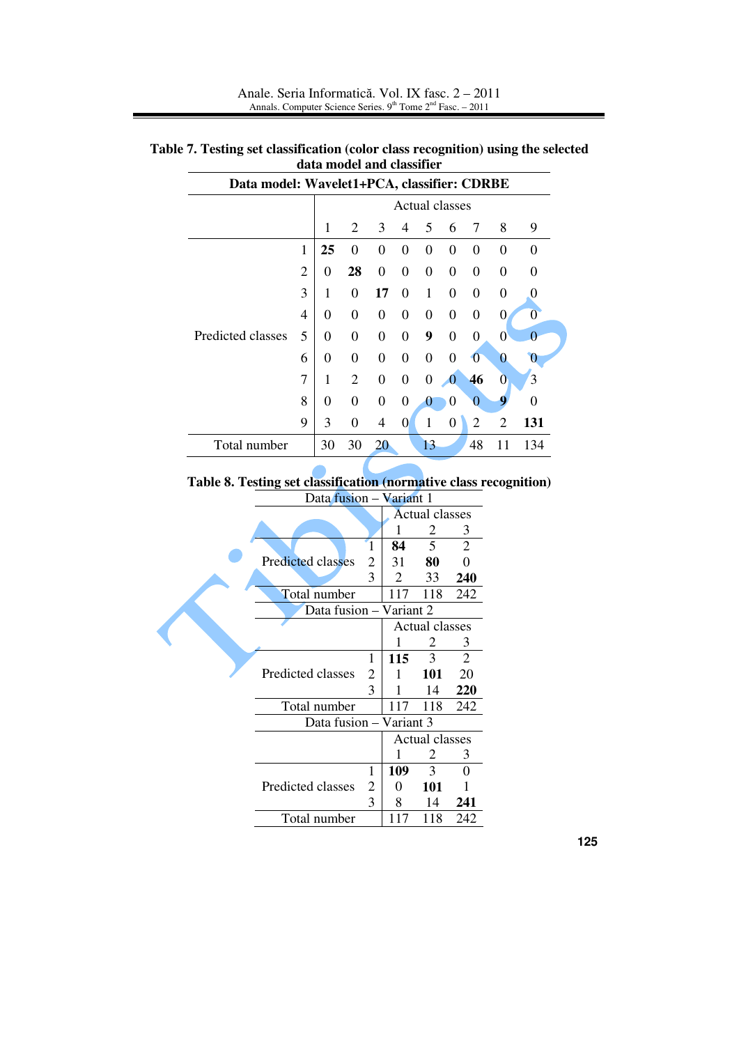**Table 7. Testing set classification (color class recognition) using the selected data model and classifier**

| Data model: Wavelet1+PCA, classifier: CDRBE | | | | | | | | | | | |
|---|---|---|---|---|---|---|---|---|---|---|---|
| | | Actual classes | | | | | | | | | |
| | | 1 | 2 | 3 | 4 | 5 | 6 | 7 | 8 | 9 |
| Predicted classes | 1 | **25** | 0 | 0 | 0 | 0 | 0 | 0 | 0 | 0 |
| | 2 | 0 | **28** | 0 | 0 | 0 | 0 | 0 | 0 | 0 |
| | 3 | 1 | 0 | **17** | 0 | 1 | 0 | 0 | 0 | 0 |
| | 4 | 0 | 0 | 0 | 0 | 0 | 0 | 0 | 0 | 0 |
| | 5 | 0 | 0 | 0 | 0 | **9** | 0 | 0 | 0 | 0 |
| | 6 | 0 | 0 | 0 | 0 | 0 | 0 | 0 | 0 | 0 |
| | 7 | 1 | 2 | 0 | 0 | 0 | 0 | **46** | 0 | 3 |
| | 8 | 0 | 0 | 0 | 0 | 0 | 0 | 0 | **9** | 0 |
| | 9 | 3 | 0 | 4 | 0 | 1 | 0 | 2 | 2 | **131** |
| Total number | | 30 | 30 | 20 | | 13 | | 48 | 11 | 134 |

**Table 8. Testing set classification (normative class recognition)**

| Data fusion – Variant 1 | | | | |
|---|---|---|---|---|
| | | Actual classes | | |
| | | 1 | 2 | 3 |
| Predicted classes | 1 | **84** | 5 | 2 |
| | 2 | 31 | **80** | 0 |
| | 3 | 2 | 33 | **240** |
| Total number | | 117 | 118 | 242 |

| Data fusion – Variant 2 | | | | |
|---|---|---|---|---|
| | | Actual classes | | |
| | | 1 | 2 | 3 |
| Predicted classes | 1 | **115** | 3 | 2 |
| | 2 | 1 | **101** | 20 |
| | 3 | 1 | 14 | **220** |
| Total number | | 117 | 118 | 242 |

| Data fusion – Variant 3 | | | | |
|---|---|---|---|---|
| | | Actual classes | | |
| | | 1 | 2 | 3 |
| Predicted classes | 1 | **109** | 3 | 0 |
| | 2 | 0 | **101** | 1 |
| | 3 | 8 | 14 | **241** |
| Total number | | 117 | 118 | 242 |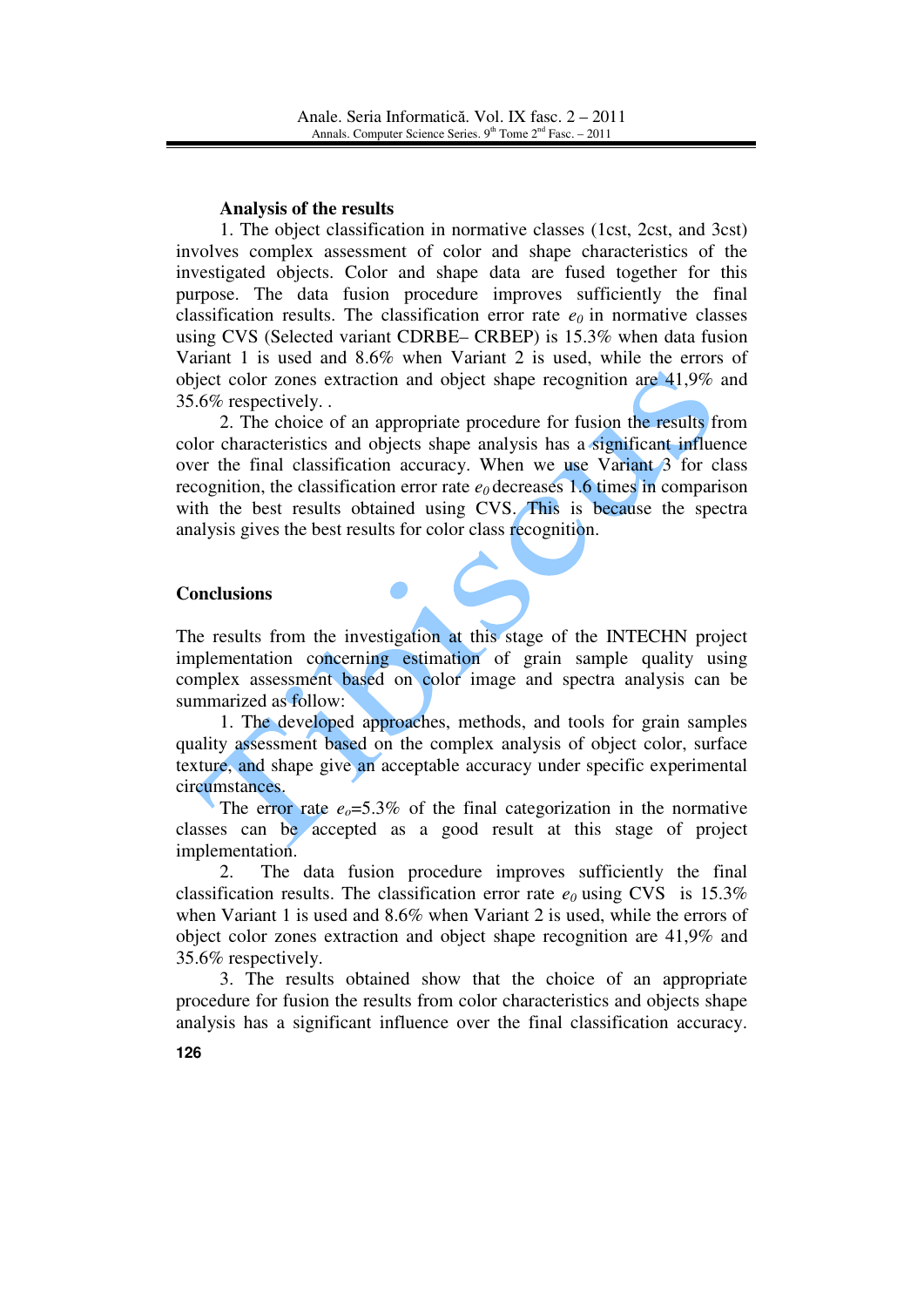**Analysis of the results**

1. The object classification in normative classes (1cst, 2cst, and 3cst) involves complex assessment of color and shape characteristics of the investigated objects. Color and shape data are fused together for this purpose. The data fusion procedure improves sufficiently the final classification results. The classification error rate $e_0$ in normative classes using CVS (Selected variant CDRBE– CRBEP) is 15.3% when data fusion Variant 1 is used and 8.6% when Variant 2 is used, while the errors of object color zones extraction and object shape recognition are 41,9% and 35.6% respectively. .

2. The choice of an appropriate procedure for fusion the results from color characteristics and objects shape analysis has a significant influence over the final classification accuracy. When we use Variant 3 for class recognition, the classification error rate $e_0$ decreases 1.6 times in comparison with the best results obtained using CVS. This is because the spectra analysis gives the best results for color class recognition.

## Conclusions

The results from the investigation at this stage of the INTECHN project implementation concerning estimation of grain sample quality using complex assessment based on color image and spectra analysis can be summarized as follow:

1. The developed approaches, methods, and tools for grain samples quality assessment based on the complex analysis of object color, surface texture, and shape give an acceptable accuracy under specific experimental circumstances.

The error rate $e_o$=5.3% of the final categorization in the normative classes can be accepted as a good result at this stage of project implementation.

2. The data fusion procedure improves sufficiently the final classification results. The classification error rate $e_0$ using CVS is 15.3% when Variant 1 is used and 8.6% when Variant 2 is used, while the errors of object color zones extraction and object shape recognition are 41,9% and 35.6% respectively.

3. The results obtained show that the choice of an appropriate procedure for fusion the results from color characteristics and objects shape analysis has a significant influence over the final classification accuracy.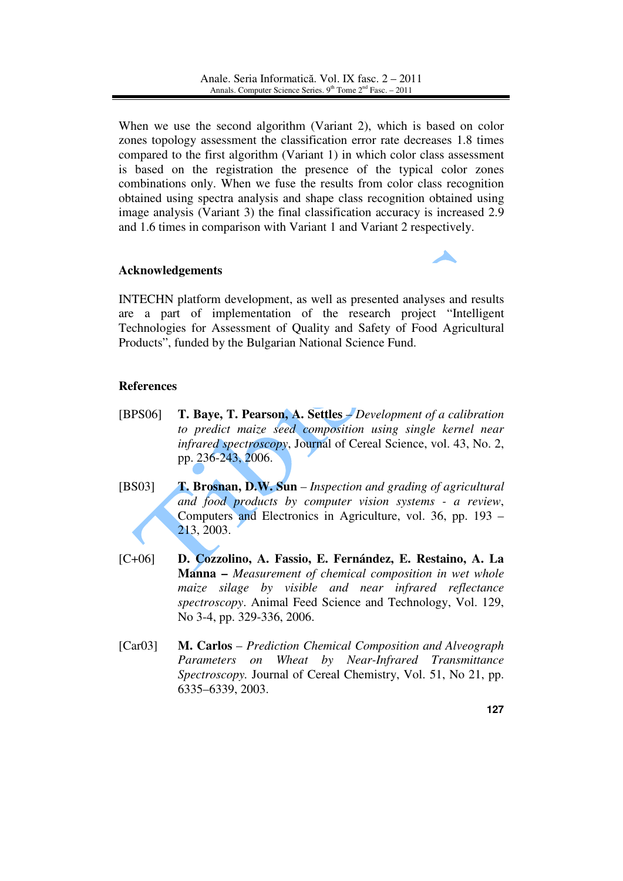When we use the second algorithm (Variant 2), which is based on color zones topology assessment the classification error rate decreases 1.8 times compared to the first algorithm (Variant 1) in which color class assessment is based on the registration the presence of the typical color zones combinations only. When we fuse the results from color class recognition obtained using spectra analysis and shape class recognition obtained using image analysis (Variant 3) the final classification accuracy is increased 2.9 and 1.6 times in comparison with Variant 1 and Variant 2 respectively.

## Acknowledgements

INTECHN platform development, as well as presented analyses and results are a part of implementation of the research project "Intelligent Technologies for Assessment of Quality and Safety of Food Agricultural Products", funded by the Bulgarian National Science Fund.

## References

[BPS06] **T. Baye, T. Pearson, A. Settles** – *Development of a calibration to predict maize seed composition using single kernel near infrared spectroscopy*, Journal of Cereal Science, vol. 43, No. 2, pp. 236-243, 2006.

[BS03] **T. Brosnan, D.W. Sun** – *Inspection and grading of agricultural and food products by computer vision systems - a review*, Computers and Electronics in Agriculture, vol. 36, pp. 193 – 213, 2003.

[C+06] **D. Cozzolino, A. Fassio, E. Fernández, E. Restaino, A. La Manna –** *Measurement of chemical composition in wet whole maize silage by visible and near infrared reflectance spectroscopy*. Animal Feed Science and Technology, Vol. 129, No 3-4, pp. 329-336, 2006.

[Car03] **M. Carlos** – *Prediction Chemical Composition and Alveograph Parameters on Wheat by Near-Infrared Transmittance Spectroscopy.* Journal of Cereal Chemistry, Vol. 51, No 21, pp. 6335–6339, 2003.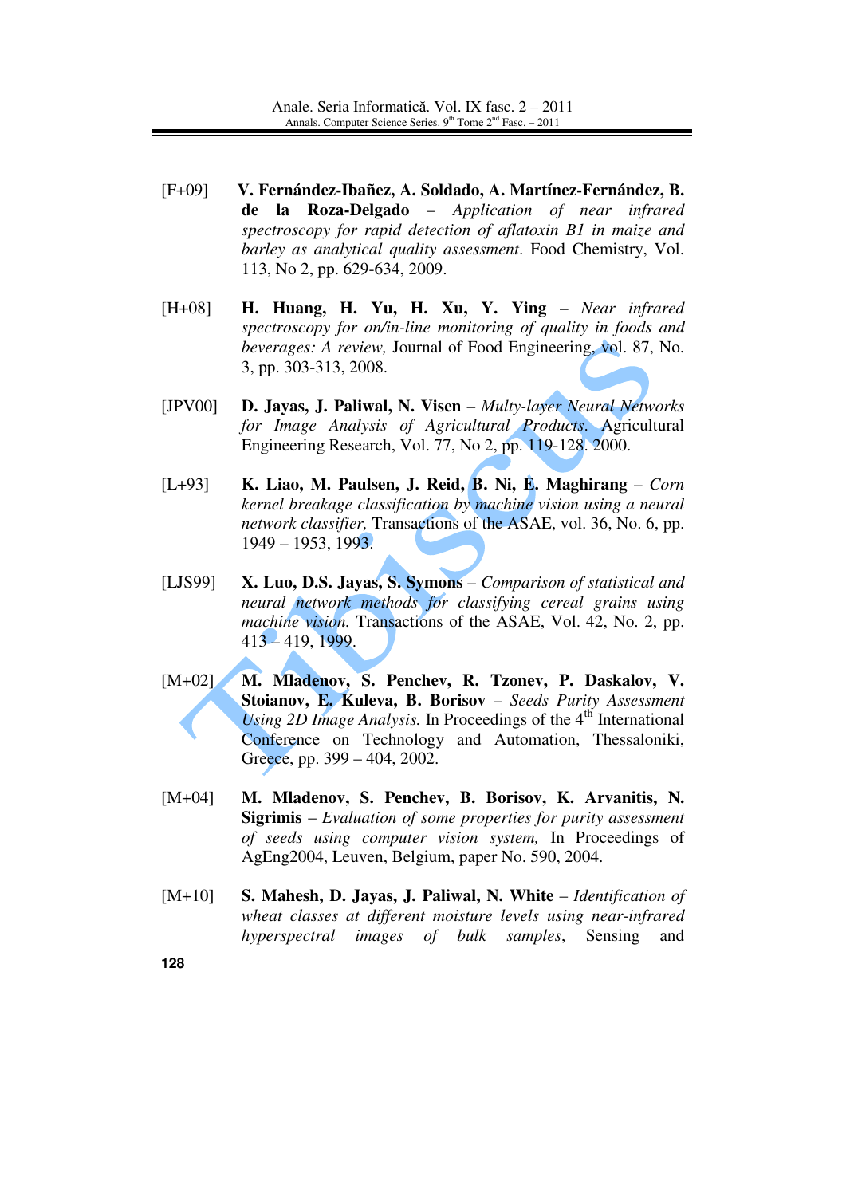[F+09] **V. Fernández-Ibañez, A. Soldado, A. Martínez-Fernández, B. de la Roza-Delgado** – *Application of near infrared spectroscopy for rapid detection of aflatoxin B1 in maize and barley as analytical quality assessment*. Food Chemistry, Vol. 113, No 2, pp. 629-634, 2009.

[H+08] **H. Huang, H. Yu, H. Xu, Y. Ying** – *Near infrared spectroscopy for on/in-line monitoring of quality in foods and beverages: A review,* Journal of Food Engineering, vol. 87, No. 3, pp. 303-313, 2008.

[JPV00] **D. Jayas, J. Paliwal, N. Visen** – *Multy-layer Neural Networks for Image Analysis of Agricultural Products.* Agricultural Engineering Research, Vol. 77, No 2, pp. 119-128. 2000.

[L+93] **K. Liao, M. Paulsen, J. Reid, B. Ni, E. Maghirang** – *Corn kernel breakage classification by machine vision using a neural network classifier,* Transactions of the ASAE, vol. 36, No. 6, pp. 1949 – 1953, 1993.

[LJS99] **X. Luo, D.S. Jayas, S. Symons** – *Comparison of statistical and neural network methods for classifying cereal grains using machine vision.* Transactions of the ASAE, Vol. 42, No. 2, pp. 413 – 419, 1999.

[M+02] **M. Mladenov, S. Penchev, R. Tzonev, P. Daskalov, V. Stoianov, E. Kuleva, B. Borisov** – *Seeds Purity Assessment Using 2D Image Analysis.* In Proceedings of the 4th International Conference on Technology and Automation, Thessaloniki, Greece, pp. 399 – 404, 2002.

[M+04] **M. Mladenov, S. Penchev, B. Borisov, K. Arvanitis, N. Sigrimis** – *Evaluation of some properties for purity assessment of seeds using computer vision system,* In Proceedings of AgEng2004, Leuven, Belgium, paper No. 590, 2004.

[M+10] **S. Mahesh, D. Jayas, J. Paliwal, N. White** – *Identification of wheat classes at different moisture levels using near-infrared hyperspectral images of bulk samples*, Sensing and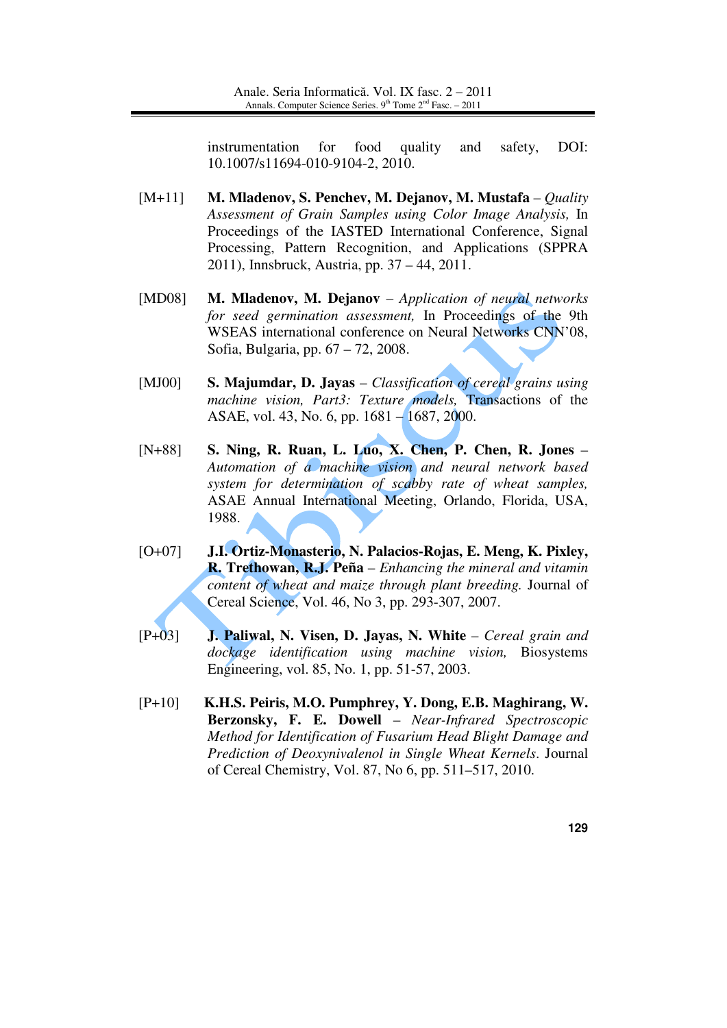instrumentation for food quality and safety, DOI: 10.1007/s11694-010-9104-2, 2010.

[M+11] **M. Mladenov, S. Penchev, M. Dejanov, M. Mustafa** – *Quality Assessment of Grain Samples using Color Image Analysis,* In Proceedings of the IASTED International Conference, Signal Processing, Pattern Recognition, and Applications (SPPRA 2011), Innsbruck, Austria, pp. 37 – 44, 2011.

[MD08] **M. Mladenov, M. Dejanov** – *Application of neural networks for seed germination assessment,* In Proceedings of the 9th WSEAS international conference on Neural Networks CNN'08, Sofia, Bulgaria, pp. 67 – 72, 2008.

[MJ00] **S. Majumdar, D. Jayas** – *Classification of cereal grains using machine vision, Part3: Texture models,* Transactions of the ASAE, vol. 43, No. 6, pp. 1681 – 1687, 2000.

[N+88] **S. Ning, R. Ruan, L. Luo, X. Chen, P. Chen, R. Jones** – *Automation of a machine vision and neural network based system for determination of scabby rate of wheat samples,* ASAE Annual International Meeting, Orlando, Florida, USA, 1988.

[O+07] **J.I. Ortiz-Monasterio, N. Palacios-Rojas, E. Meng, K. Pixley, R. Trethowan, R.J. Peña** – *Enhancing the mineral and vitamin content of wheat and maize through plant breeding.* Journal of Cereal Science, Vol. 46, No 3, pp. 293-307, 2007.

[P+03] **J. Paliwal, N. Visen, D. Jayas, N. White** – *Cereal grain and dockage identification using machine vision,* Biosystems Engineering, vol. 85, No. 1, pp. 51-57, 2003.

[P+10] **K.H.S. Peiris, M.O. Pumphrey, Y. Dong, E.B. Maghirang, W. Berzonsky, F. E. Dowell** – *Near-Infrared Spectroscopic Method for Identification of Fusarium Head Blight Damage and Prediction of Deoxynivalenol in Single Wheat Kernels.* Journal of Cereal Chemistry, Vol. 87, No 6, pp. 511–517, 2010.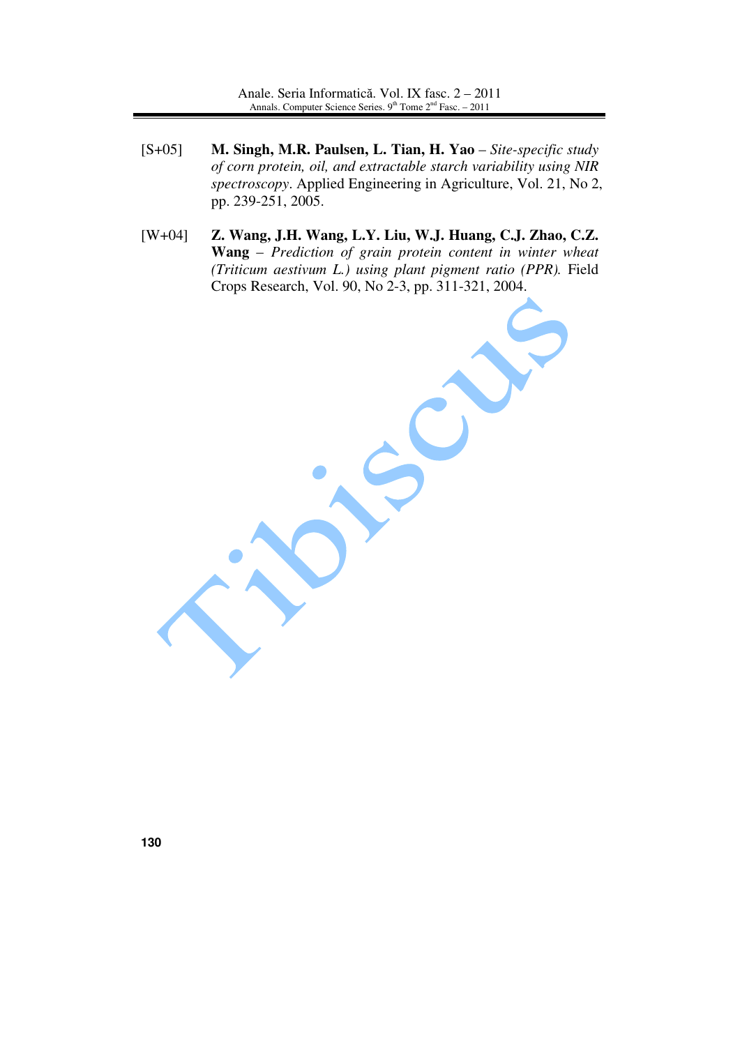[S+05] **M. Singh, M.R. Paulsen, L. Tian, H. Yao** – *Site-specific study of corn protein, oil, and extractable starch variability using NIR spectroscopy*. Applied Engineering in Agriculture, Vol. 21, No 2, pp. 239-251, 2005.

[W+04] **Z. Wang, J.H. Wang, L.Y. Liu, W.J. Huang, C.J. Zhao, C.Z. Wang** – *Prediction of grain protein content in winter wheat (Triticum aestivum L.) using plant pigment ratio (PPR).* Field Crops Research, Vol. 90, No 2-3, pp. 311-321, 2004.